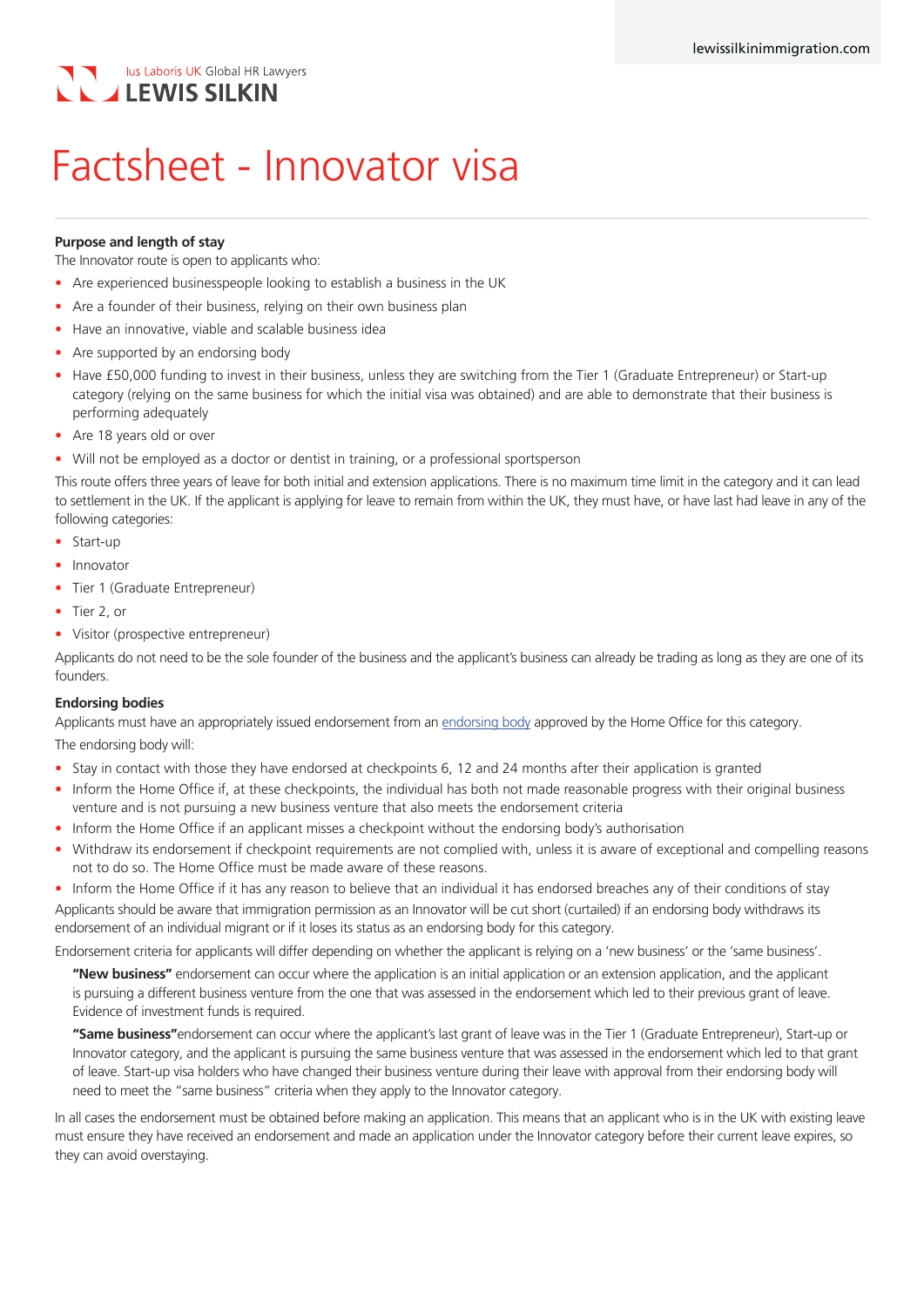# Factsheet - Innovator visa

**Purpose and length of stay**

The Innovator route is open to applicants who:

- Are experienced businesspeople looking to establish a business in the UK
- Are a founder of their business, relying on their own business plan
- Have an innovative, viable and scalable business idea
- Are supported by an endorsing body
- Have £50,000 funding to invest in their business, unless they are switching from the Tier 1 (Graduate Entrepreneur) or Start-up category (relying on the same business for which the initial visa was obtained) and are able to demonstrate that their business is performing adequately
- Are 18 years old or over
- Will not be employed as a doctor or dentist in training, or a professional sportsperson

This route offers three years of leave for both initial and extension applications. There is no maximum time limit in the category and it can lead to settlement in the UK. If the applicant is applying for leave to remain from within the UK, they must have, or have last had leave in any of the following categories:

- Start-up
- Innovator
- Tier 1 (Graduate Entrepreneur)
- Tier 2, or
- Visitor (prospective entrepreneur)

Applicants do not need to be the sole founder of the business and the applicant's business can already be trading as long as they are one of its founders.

**Endorsing bodies**

Applicants must have an appropriately issued endorsement from an endorsing body approved by the Home Office for this category.

The endorsing body will:

- Stay in contact with those they have endorsed at checkpoints 6, 12 and 24 months after their application is granted
- Inform the Home Office if, at these checkpoints, the individual has both not made reasonable progress with their original business venture and is not pursuing a new business venture that also meets the endorsement criteria
- Inform the Home Office if an applicant misses a checkpoint without the endorsing body's authorisation
- Withdraw its endorsement if checkpoint requirements are not complied with, unless it is aware of exceptional and compelling reasons not to do so. The Home Office must be made aware of these reasons.
- Inform the Home Office if it has any reason to believe that an individual it has endorsed breaches any of their conditions of stay

Applicants should be aware that immigration permission as an Innovator will be cut short (curtailed) if an endorsing body withdraws its endorsement of an individual migrant or if it loses its status as an endorsing body for this category.

Endorsement criteria for applicants will differ depending on whether the applicant is relying on a 'new business' or the 'same business'.

**"New business"** endorsement can occur where the application is an initial application or an extension application, and the applicant is pursuing a different business venture from the one that was assessed in the endorsement which led to their previous grant of leave. Evidence of investment funds is required.

**"Same business"**endorsement can occur where the applicant's last grant of leave was in the Tier 1 (Graduate Entrepreneur), Start-up or Innovator category, and the applicant is pursuing the same business venture that was assessed in the endorsement which led to that grant of leave. Start-up visa holders who have changed their business venture during their leave with approval from their endorsing body will need to meet the "same business" criteria when they apply to the Innovator category.

In all cases the endorsement must be obtained before making an application. This means that an applicant who is in the UK with existing leave must ensure they have received an endorsement and made an application under the Innovator category before their current leave expires, so they can avoid overstaying.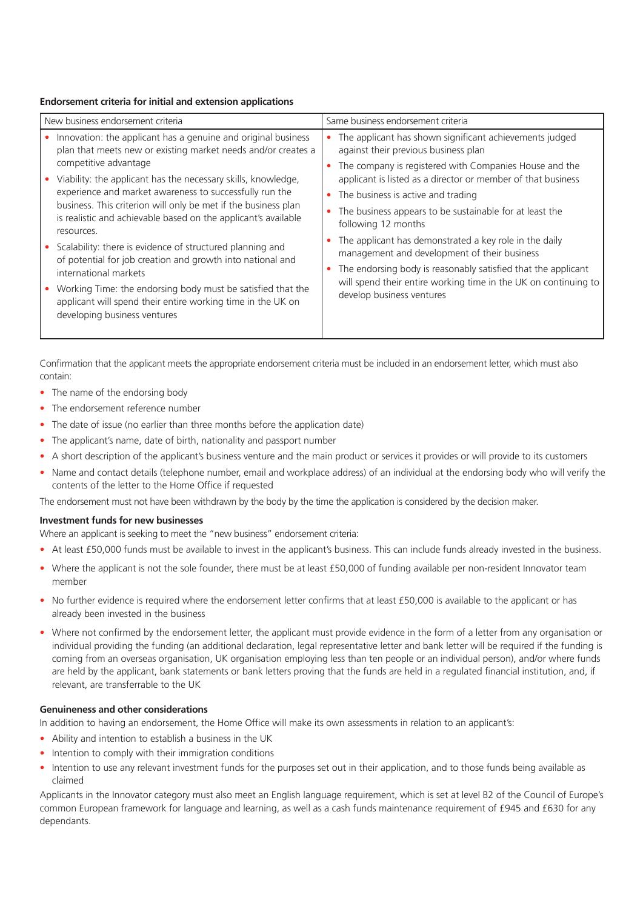**Endorsement criteria for initial and extension applications**

| New business endorsement criteria | Same business endorsement criteria |
| --- | --- |
| • Innovation: the applicant has a genuine and original business plan that meets new or existing market needs and/or creates a competitive advantage<br>• Viability: the applicant has the necessary skills, knowledge, experience and market awareness to successfully run the business. This criterion will only be met if the business plan is realistic and achievable based on the applicant's available resources.<br>• Scalability: there is evidence of structured planning and of potential for job creation and growth into national and international markets<br>• Working Time: the endorsing body must be satisfied that the applicant will spend their entire working time in the UK on developing business ventures | • The applicant has shown significant achievements judged against their previous business plan<br>• The company is registered with Companies House and the applicant is listed as a director or member of that business<br>• The business is active and trading<br>• The business appears to be sustainable for at least the following 12 months<br>• The applicant has demonstrated a key role in the daily management and development of their business<br>• The endorsing body is reasonably satisfied that the applicant will spend their entire working time in the UK on continuing to develop business ventures |

Confirmation that the applicant meets the appropriate endorsement criteria must be included in an endorsement letter, which must also contain:

- The name of the endorsing body
- The endorsement reference number
- The date of issue (no earlier than three months before the application date)
- The applicant's name, date of birth, nationality and passport number
- A short description of the applicant's business venture and the main product or services it provides or will provide to its customers
- Name and contact details (telephone number, email and workplace address) of an individual at the endorsing body who will verify the contents of the letter to the Home Office if requested

The endorsement must not have been withdrawn by the body by the time the application is considered by the decision maker.

**Investment funds for new businesses**

Where an applicant is seeking to meet the "new business" endorsement criteria:

- At least £50,000 funds must be available to invest in the applicant's business. This can include funds already invested in the business.
- Where the applicant is not the sole founder, there must be at least £50,000 of funding available per non-resident Innovator team member
- No further evidence is required where the endorsement letter confirms that at least £50,000 is available to the applicant or has already been invested in the business
- Where not confirmed by the endorsement letter, the applicant must provide evidence in the form of a letter from any organisation or individual providing the funding (an additional declaration, legal representative letter and bank letter will be required if the funding is coming from an overseas organisation, UK organisation employing less than ten people or an individual person), and/or where funds are held by the applicant, bank statements or bank letters proving that the funds are held in a regulated financial institution, and, if relevant, are transferrable to the UK

**Genuineness and other considerations**

In addition to having an endorsement, the Home Office will make its own assessments in relation to an applicant's:

- Ability and intention to establish a business in the UK
- Intention to comply with their immigration conditions
- Intention to use any relevant investment funds for the purposes set out in their application, and to those funds being available as claimed

Applicants in the Innovator category must also meet an English language requirement, which is set at level B2 of the Council of Europe's common European framework for language and learning, as well as a cash funds maintenance requirement of £945 and £630 for any dependants.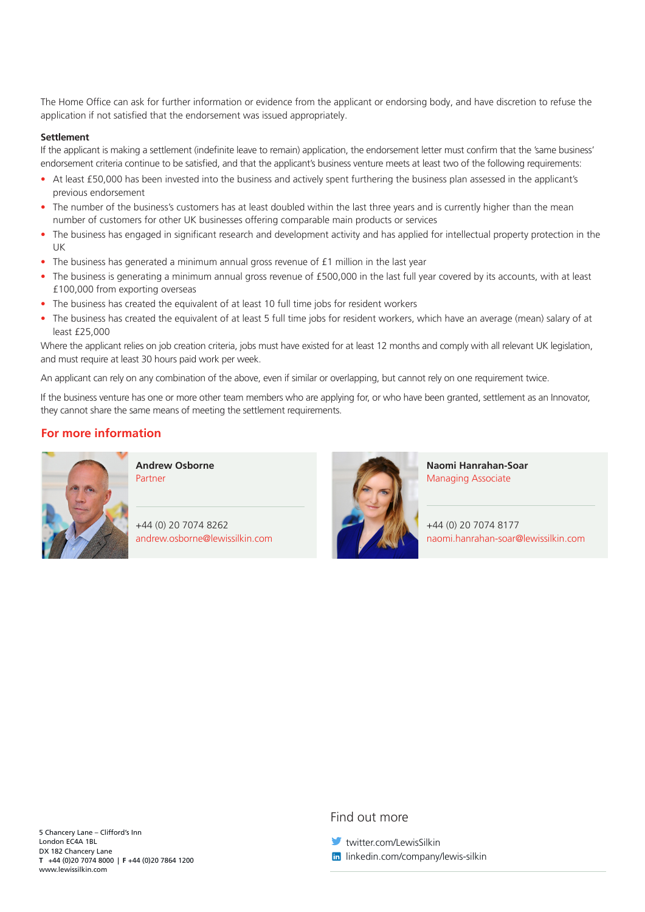The Home Office can ask for further information or evidence from the applicant or endorsing body, and have discretion to refuse the application if not satisfied that the endorsement was issued appropriately.

**Settlement**

If the applicant is making a settlement (indefinite leave to remain) application, the endorsement letter must confirm that the 'same business' endorsement criteria continue to be satisfied, and that the applicant's business venture meets at least two of the following requirements:

- At least £50,000 has been invested into the business and actively spent furthering the business plan assessed in the applicant's previous endorsement
- The number of the business's customers has at least doubled within the last three years and is currently higher than the mean number of customers for other UK businesses offering comparable main products or services
- The business has engaged in significant research and development activity and has applied for intellectual property protection in the UK
- The business has generated a minimum annual gross revenue of £1 million in the last year
- The business is generating a minimum annual gross revenue of £500,000 in the last full year covered by its accounts, with at least £100,000 from exporting overseas
- The business has created the equivalent of at least 10 full time jobs for resident workers
- The business has created the equivalent of at least 5 full time jobs for resident workers, which have an average (mean) salary of at least £25,000

Where the applicant relies on job creation criteria, jobs must have existed for at least 12 months and comply with all relevant UK legislation, and must require at least 30 hours paid work per week.

An applicant can rely on any combination of the above, even if similar or overlapping, but cannot rely on one requirement twice.

If the business venture has one or more other team members who are applying for, or who have been granted, settlement as an Innovator, they cannot share the same means of meeting the settlement requirements.

## For more information

**Andrew Osborne**
Partner

+44 (0) 20 7074 8262
andrew.osborne@lewissilkin.com

**Naomi Hanrahan-Soar**
Managing Associate

+44 (0) 20 7074 8177
naomi.hanrahan-soar@lewissilkin.com

5 Chancery Lane – Clifford's Inn
London EC4A 1BL
DX 182 Chancery Lane
**T** +44 (0)20 7074 8000 | **F** +44 (0)20 7864 1200
www.lewissilkin.com

Find out more

twitter.com/LewisSilkin
linkedin.com/company/lewis-silkin